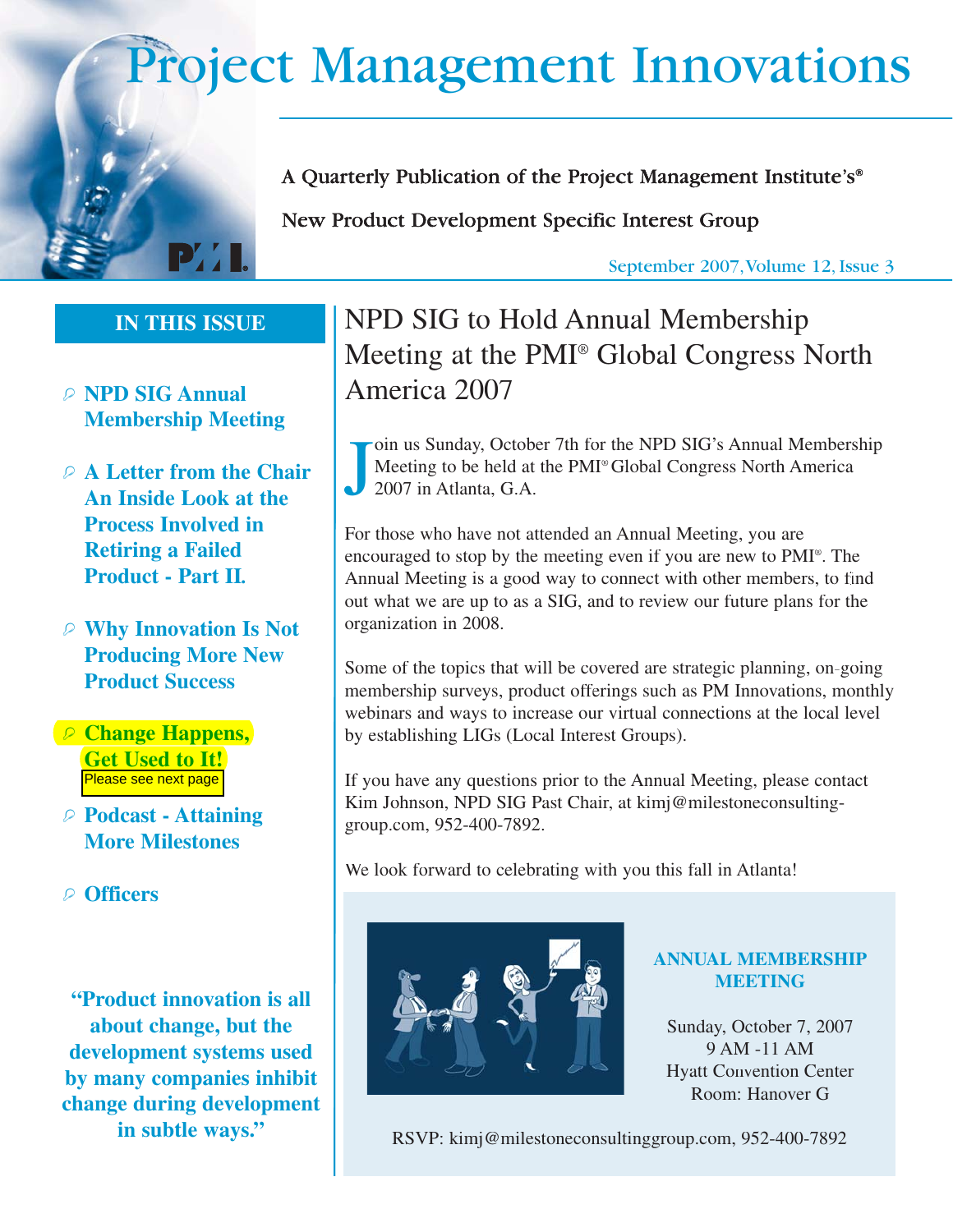# Project Management Innovations

A Quarterly Publication of the Project Management Institute's®

New Product Development Specific Interest Group

September 2007, Volume 12, Issue 3

## IN THIS ISSUE

- **NPD SIG Annual Membership Meeting**
- **A Letter from the Chair An Inside Look at the Process Involved in Retiring a Failed Product - Part II.**
- **Why Innovation Is Not Producing More New Product Success**
- **Change Happens, Get Used to It!**
  Please see next page
- **Podcast - Attaining More Milestones**
- **Officers**

**"Product innovation is all about change, but the development systems used by many companies inhibit change during development in subtle ways."**

## NPD SIG to Hold Annual Membership Meeting at the PMI® Global Congress North America 2007

Join us Sunday, October 7th for the NPD SIG's Annual Membership Meeting to be held at the PMI® Global Congress North America 2007 in Atlanta, G.A.

For those who have not attended an Annual Meeting, you are encouraged to stop by the meeting even if you are new to PMI®. The Annual Meeting is a good way to connect with other members, to find out what we are up to as a SIG, and to review our future plans for the organization in 2008.

Some of the topics that will be covered are strategic planning, on-going membership surveys, product offerings such as PM Innovations, monthly webinars and ways to increase our virtual connections at the local level by establishing LIGs (Local Interest Groups).

If you have any questions prior to the Annual Meeting, please contact Kim Johnson, NPD SIG Past Chair, at kimj@milestoneconsulting-group.com, 952-400-7892.

We look forward to celebrating with you this fall in Atlanta!

**ANNUAL MEMBERSHIP MEETING**

Sunday, October 7, 2007
9 AM -11 AM
Hyatt Convention Center
Room: Hanover G

RSVP: kimj@milestoneconsultinggroup.com, 952-400-7892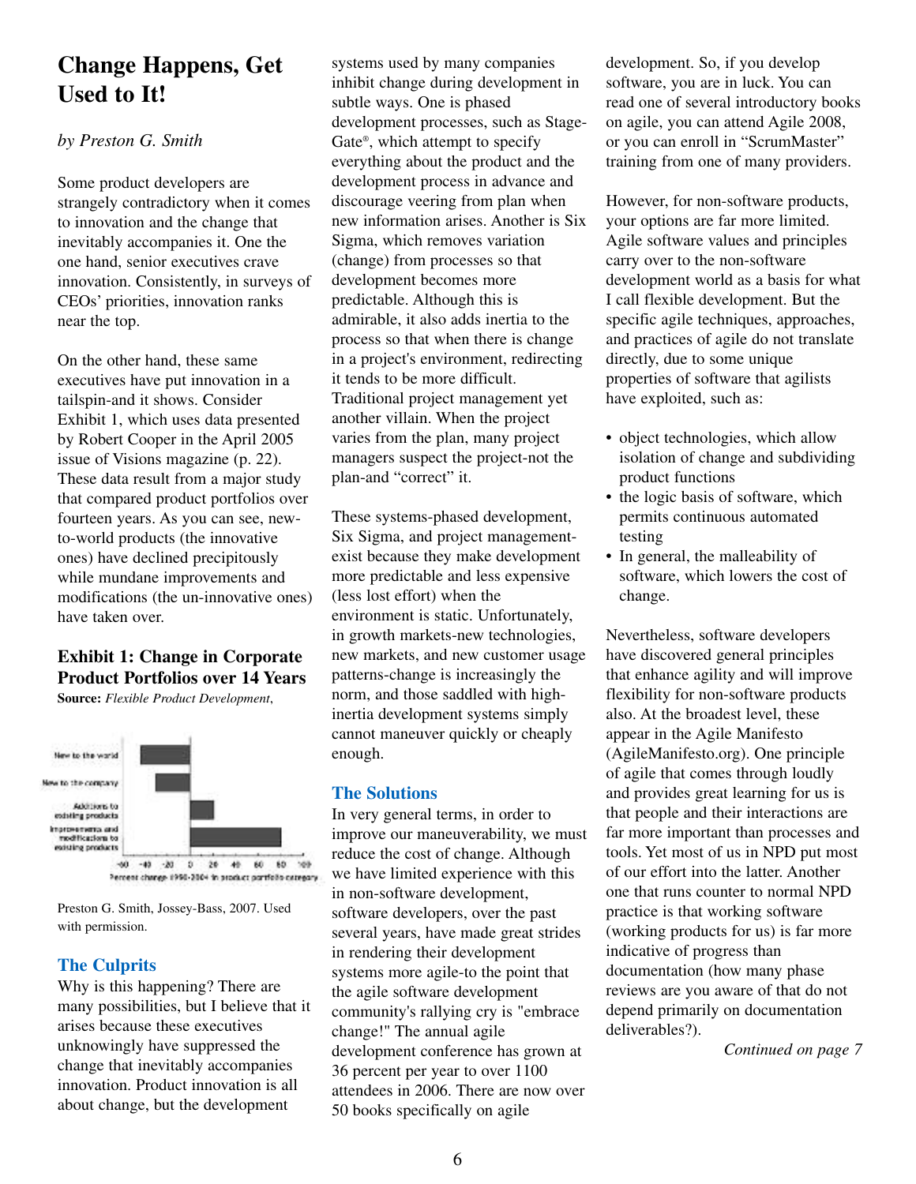# Change Happens, Get Used to It!

*by Preston G. Smith*

Some product developers are strangely contradictory when it comes to innovation and the change that inevitably accompanies it. One the one hand, senior executives crave innovation. Consistently, in surveys of CEOs' priorities, innovation ranks near the top.

On the other hand, these same executives have put innovation in a tailspin-and it shows. Consider Exhibit 1, which uses data presented by Robert Cooper in the April 2005 issue of Visions magazine (p. 22). These data result from a major study that compared product portfolios over fourteen years. As you can see, new-to-world products (the innovative ones) have declined precipitously while mundane improvements and modifications (the un-innovative ones) have taken over.

**Exhibit 1: Change in Corporate Product Portfolios over 14 Years**

**Source:** *Flexible Product Development*, Preston G. Smith, Jossey-Bass, 2007. Used with permission.

## The Culprits

Why is this happening? There are many possibilities, but I believe that it arises because these executives unknowingly have suppressed the change that inevitably accompanies innovation. Product innovation is all about change, but the development systems used by many companies inhibit change during development in subtle ways. One is phased development processes, such as Stage-Gate®, which attempt to specify everything about the product and the development process in advance and discourage veering from plan when new information arises. Another is Six Sigma, which removes variation (change) from processes so that development becomes more predictable. Although this is admirable, it also adds inertia to the process so that when there is change in a project's environment, redirecting it tends to be more difficult. Traditional project management yet another villain. When the project varies from the plan, many project managers suspect the project-not the plan-and "correct" it.

These systems-phased development, Six Sigma, and project management-exist because they make development more predictable and less expensive (less lost effort) when the environment is static. Unfortunately, in growth markets-new technologies, new markets, and new customer usage patterns-change is increasingly the norm, and those saddled with high-inertia development systems simply cannot maneuver quickly or cheaply enough.

## The Solutions

In very general terms, in order to improve our maneuverability, we must reduce the cost of change. Although we have limited experience with this in non-software development, software developers, over the past several years, have made great strides in rendering their development systems more agile-to the point that the agile software development community's rallying cry is "embrace change!" The annual agile development conference has grown at 36 percent per year to over 1100 attendees in 2006. There are now over 50 books specifically on agile development. So, if you develop software, you are in luck. You can read one of several introductory books on agile, you can attend Agile 2008, or you can enroll in "ScrumMaster" training from one of many providers.

However, for non-software products, your options are far more limited. Agile software values and principles carry over to the non-software development world as a basis for what I call flexible development. But the specific agile techniques, approaches, and practices of agile do not translate directly, due to some unique properties of software that agilists have exploited, such as:

- object technologies, which allow isolation of change and subdividing product functions
- the logic basis of software, which permits continuous automated testing
- In general, the malleability of software, which lowers the cost of change.

Nevertheless, software developers have discovered general principles that enhance agility and will improve flexibility for non-software products also. At the broadest level, these appear in the Agile Manifesto (AgileManifesto.org). One principle of agile that comes through loudly and provides great learning for us is that people and their interactions are far more important than processes and tools. Yet most of us in NPD put most of our effort into the latter. Another one that runs counter to normal NPD practice is that working software (working products for us) is far more indicative of progress than documentation (how many phase reviews are you aware of that do not depend primarily on documentation deliverables?).

*Continued on page 7*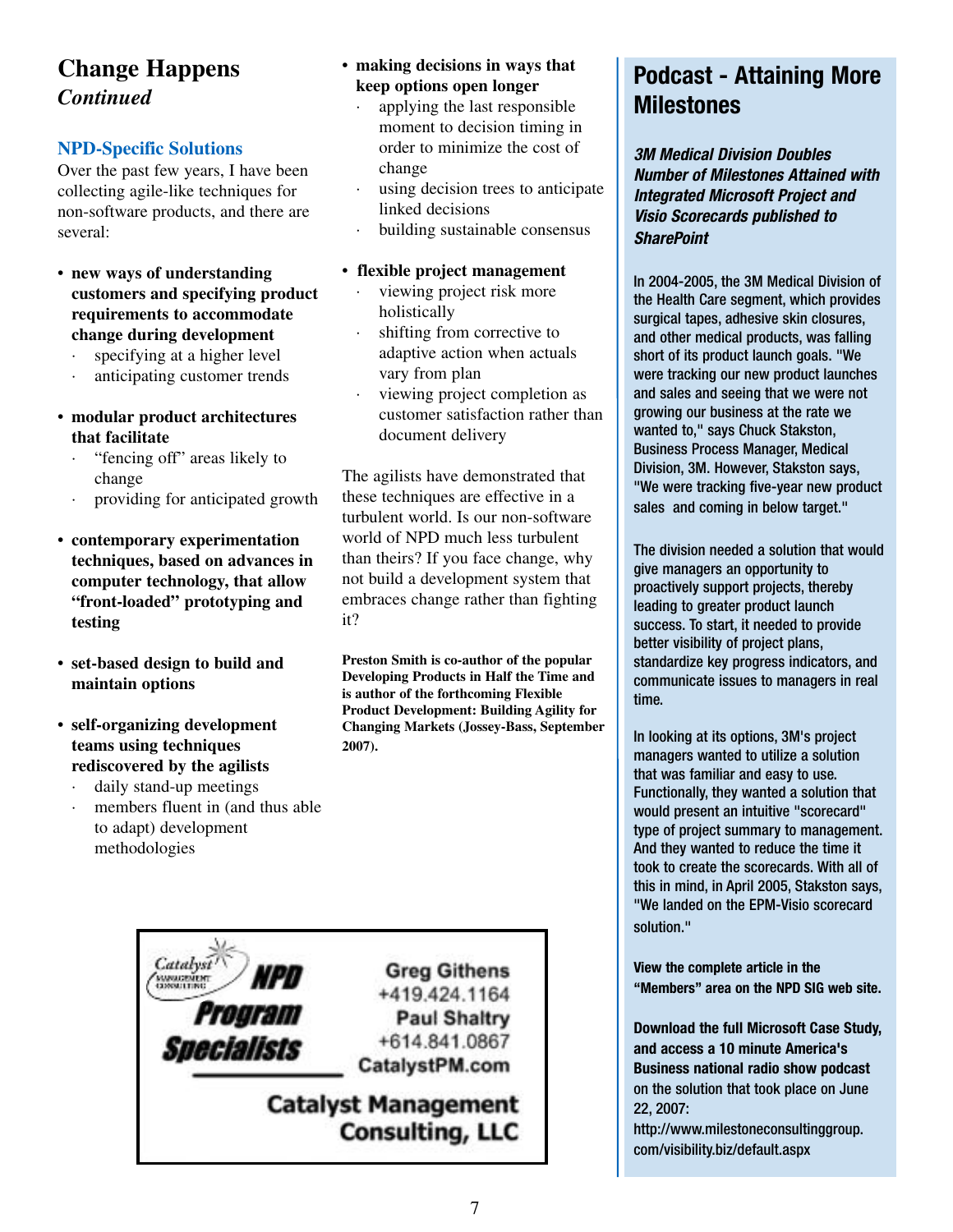# Change Happens
*Continued*

## NPD-Specific Solutions

Over the past few years, I have been collecting agile-like techniques for non-software products, and there are several:

- **new ways of understanding customers and specifying product requirements to accommodate change during development**
  - specifying at a higher level
  - anticipating customer trends
- **modular product architectures that facilitate**
  - "fencing off" areas likely to change
  - providing for anticipated growth
- **contemporary experimentation techniques, based on advances in computer technology, that allow "front-loaded" prototyping and testing**
- **set-based design to build and maintain options**
- **self-organizing development teams using techniques rediscovered by the agilists**
  - daily stand-up meetings
  - members fluent in (and thus able to adapt) development methodologies
- **making decisions in ways that keep options open longer**
  - applying the last responsible moment to decision timing in order to minimize the cost of change
  - using decision trees to anticipate linked decisions
  - building sustainable consensus
- **flexible project management**
  - viewing project risk more holistically
  - shifting from corrective to adaptive action when actuals vary from plan
  - viewing project completion as customer satisfaction rather than document delivery

The agilists have demonstrated that these techniques are effective in a turbulent world. Is our non-software world of NPD much less turbulent than theirs? If you face change, why not build a development system that embraces change rather than fighting it?

**Preston Smith is co-author of the popular Developing Products in Half the Time and is author of the forthcoming Flexible Product Development: Building Agility for Changing Markets (Jossey-Bass, September 2007).**

Catalyst Management Consulting

**NPD Program Specialists**

Greg Githens
+419.424.1164
Paul Shaltry
+614.841.0867
CatalystPM.com

**Catalyst Management Consulting, LLC**

# Podcast - Attaining More Milestones

***3M Medical Division Doubles Number of Milestones Attained with Integrated Microsoft Project and Visio Scorecards published to SharePoint***

In 2004-2005, the 3M Medical Division of the Health Care segment, which provides surgical tapes, adhesive skin closures, and other medical products, was falling short of its product launch goals. "We were tracking our new product launches and sales and seeing that we were not growing our business at the rate we wanted to," says Chuck Stakston, Business Process Manager, Medical Division, 3M. However, Stakston says, "We were tracking five-year new product sales and coming in below target."

The division needed a solution that would give managers an opportunity to proactively support projects, thereby leading to greater product launch success. To start, it needed to provide better visibility of project plans, standardize key progress indicators, and communicate issues to managers in real time.

In looking at its options, 3M's project managers wanted to utilize a solution that was familiar and easy to use. Functionally, they wanted a solution that would present an intuitive "scorecard" type of project summary to management. And they wanted to reduce the time it took to create the scorecards. With all of this in mind, in April 2005, Stakston says, "We landed on the EPM-Visio scorecard solution."

**View the complete article in the "Members" area on the NPD SIG web site.**

**Download the full Microsoft Case Study, and access a 10 minute America's Business national radio show podcast** on the solution that took place on June 22, 2007:
http://www.milestoneconsultinggroup.com/visibility.biz/default.aspx